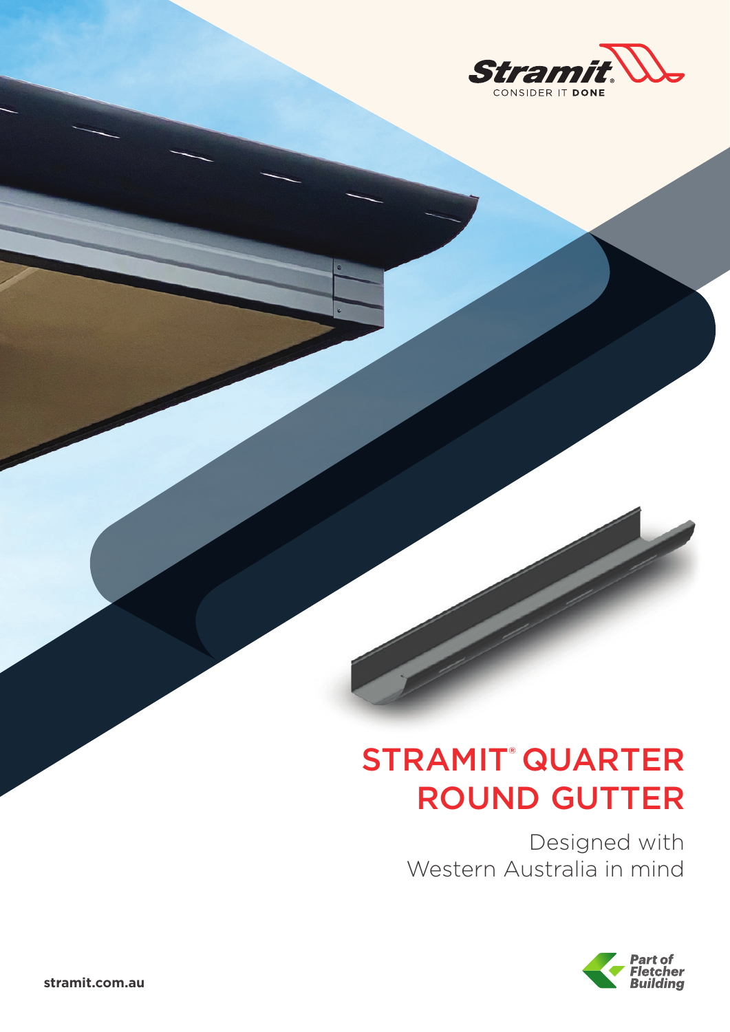Stramit®
CONSIDER IT DONE

# STRAMIT® QUARTER ROUND GUTTER

Designed with Western Australia in mind

stramit.com.au

Part of Fletcher Building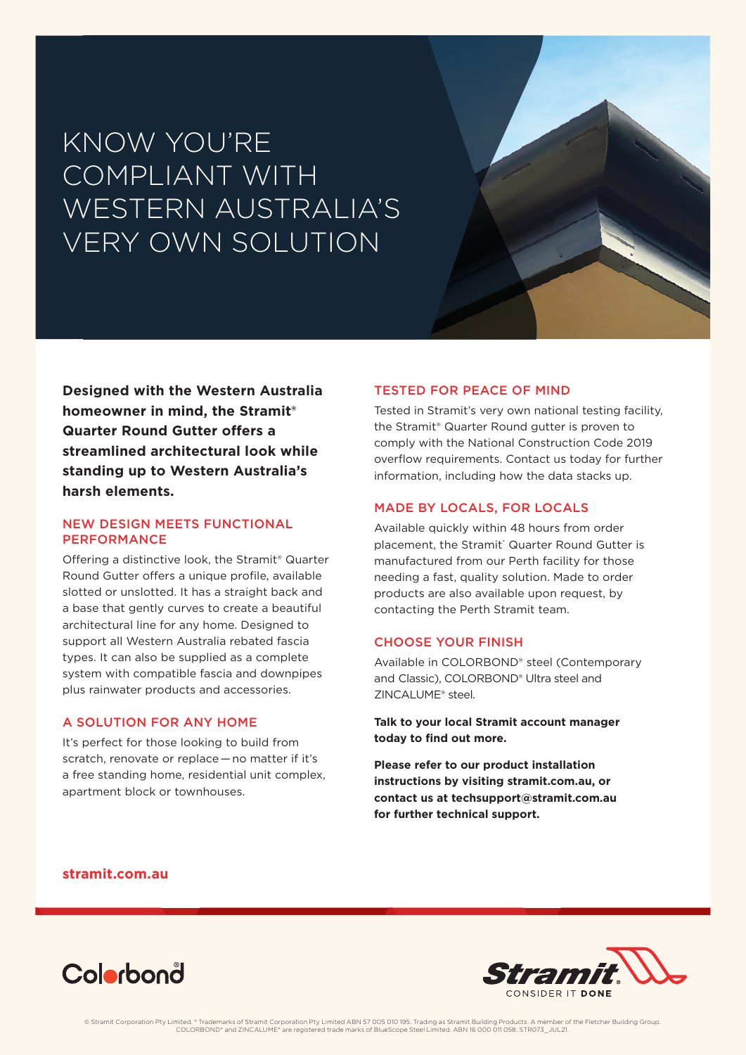# KNOW YOU'RE COMPLIANT WITH WESTERN AUSTRALIA'S VERY OWN SOLUTION

**Designed with the Western Australia homeowner in mind, the Stramit® Quarter Round Gutter offers a streamlined architectural look while standing up to Western Australia's harsh elements.**

## NEW DESIGN MEETS FUNCTIONAL PERFORMANCE

Offering a distinctive look, the Stramit® Quarter Round Gutter offers a unique profile, available slotted or unslotted. It has a straight back and a base that gently curves to create a beautiful architectural line for any home. Designed to support all Western Australia rebated fascia types. It can also be supplied as a complete system with compatible fascia and downpipes plus rainwater products and accessories.

## A SOLUTION FOR ANY HOME

It's perfect for those looking to build from scratch, renovate or replace — no matter if it's a free standing home, residential unit complex, apartment block or townhouses.

## TESTED FOR PEACE OF MIND

Tested in Stramit's very own national testing facility, the Stramit® Quarter Round gutter is proven to comply with the National Construction Code 2019 overflow requirements. Contact us today for further information, including how the data stacks up.

## MADE BY LOCALS, FOR LOCALS

Available quickly within 48 hours from order placement, the Stramit® Quarter Round Gutter is manufactured from our Perth facility for those needing a fast, quality solution. Made to order products are also available upon request, by contacting the Perth Stramit team.

## CHOOSE YOUR FINISH

Available in COLORBOND® steel (Contemporary and Classic), COLORBOND® Ultra steel and ZINCALUME® steel.

**Talk to your local Stramit account manager today to find out more.**

**Please refer to our product installation instructions by visiting stramit.com.au, or contact us at techsupport@stramit.com.au for further technical support.**

**stramit.com.au**

Colorbond®

Stramit® CONSIDER IT DONE

© Stramit Corporation Pty Limited. ® Trademarks of Stramit Corporation Pty Limited ABN 57 005 010 195. Trading as Stramit Building Products. A member of the Fletcher Building Group. COLORBOND® and ZINCALUME® are registered trade marks of BlueScope Steel Limited. ABN 16 000 011 058. STR073_JUL21.